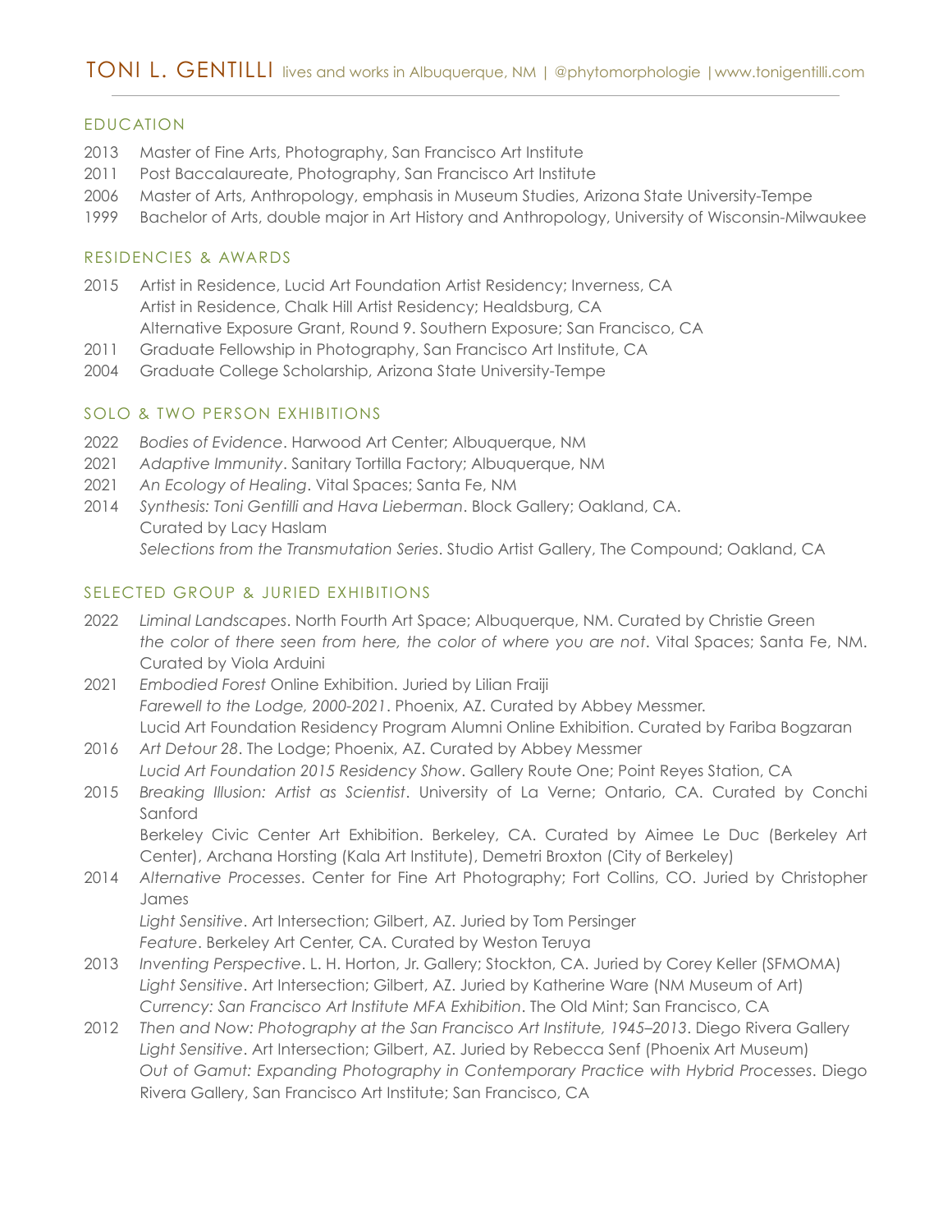# TONI L. GENTILLI lives and works in Albuquerque, NM | @phytomorphologie | www.tonigentilli.com

## EDUCATION

2013 Master of Fine Arts, Photography, San Francisco Art Institute
2011 Post Baccalaureate, Photography, San Francisco Art Institute
2006 Master of Arts, Anthropology, emphasis in Museum Studies, Arizona State University-Tempe
1999 Bachelor of Arts, double major in Art History and Anthropology, University of Wisconsin-Milwaukee

## RESIDENCIES & AWARDS

2015 Artist in Residence, Lucid Art Foundation Artist Residency; Inverness, CA
Artist in Residence, Chalk Hill Artist Residency; Healdsburg, CA
Alternative Exposure Grant, Round 9. Southern Exposure; San Francisco, CA
2011 Graduate Fellowship in Photography, San Francisco Art Institute, CA
2004 Graduate College Scholarship, Arizona State University-Tempe

## SOLO & TWO PERSON EXHIBITIONS

2022 *Bodies of Evidence*. Harwood Art Center; Albuquerque, NM
2021 *Adaptive Immunity*. Sanitary Tortilla Factory; Albuquerque, NM
2021 *An Ecology of Healing*. Vital Spaces; Santa Fe, NM
2014 *Synthesis: Toni Gentilli and Hava Lieberman*. Block Gallery; Oakland, CA. Curated by Lacy Haslam
*Selections from the Transmutation Series*. Studio Artist Gallery, The Compound; Oakland, CA

## SELECTED GROUP & JURIED EXHIBITIONS

2022 *Liminal Landscapes*. North Fourth Art Space; Albuquerque, NM. Curated by Christie Green
*the color of there seen from here, the color of where you are not*. Vital Spaces; Santa Fe, NM. Curated by Viola Arduini
2021 *Embodied Forest* Online Exhibition. Juried by Lilian Fraiji
*Farewell to the Lodge, 2000-2021*. Phoenix, AZ. Curated by Abbey Messmer.
Lucid Art Foundation Residency Program Alumni Online Exhibition. Curated by Fariba Bogzaran
2016 *Art Detour 28*. The Lodge; Phoenix, AZ. Curated by Abbey Messmer
*Lucid Art Foundation 2015 Residency Show*. Gallery Route One; Point Reyes Station, CA
2015 *Breaking Illusion: Artist as Scientist*. University of La Verne; Ontario, CA. Curated by Conchi Sanford
Berkeley Civic Center Art Exhibition. Berkeley, CA. Curated by Aimee Le Duc (Berkeley Art Center), Archana Horsting (Kala Art Institute), Demetri Broxton (City of Berkeley)
2014 *Alternative Processes*. Center for Fine Art Photography; Fort Collins, CO. Juried by Christopher James
*Light Sensitive*. Art Intersection; Gilbert, AZ. Juried by Tom Persinger
*Feature*. Berkeley Art Center, CA. Curated by Weston Teruya
2013 *Inventing Perspective*. L. H. Horton, Jr. Gallery; Stockton, CA. Juried by Corey Keller (SFMOMA)
*Light Sensitive*. Art Intersection; Gilbert, AZ. Juried by Katherine Ware (NM Museum of Art)
*Currency: San Francisco Art Institute MFA Exhibition*. The Old Mint; San Francisco, CA
2012 *Then and Now: Photography at the San Francisco Art Institute, 1945–2013*. Diego Rivera Gallery
*Light Sensitive*. Art Intersection; Gilbert, AZ. Juried by Rebecca Senf (Phoenix Art Museum)
*Out of Gamut: Expanding Photography in Contemporary Practice with Hybrid Processes*. Diego Rivera Gallery, San Francisco Art Institute; San Francisco, CA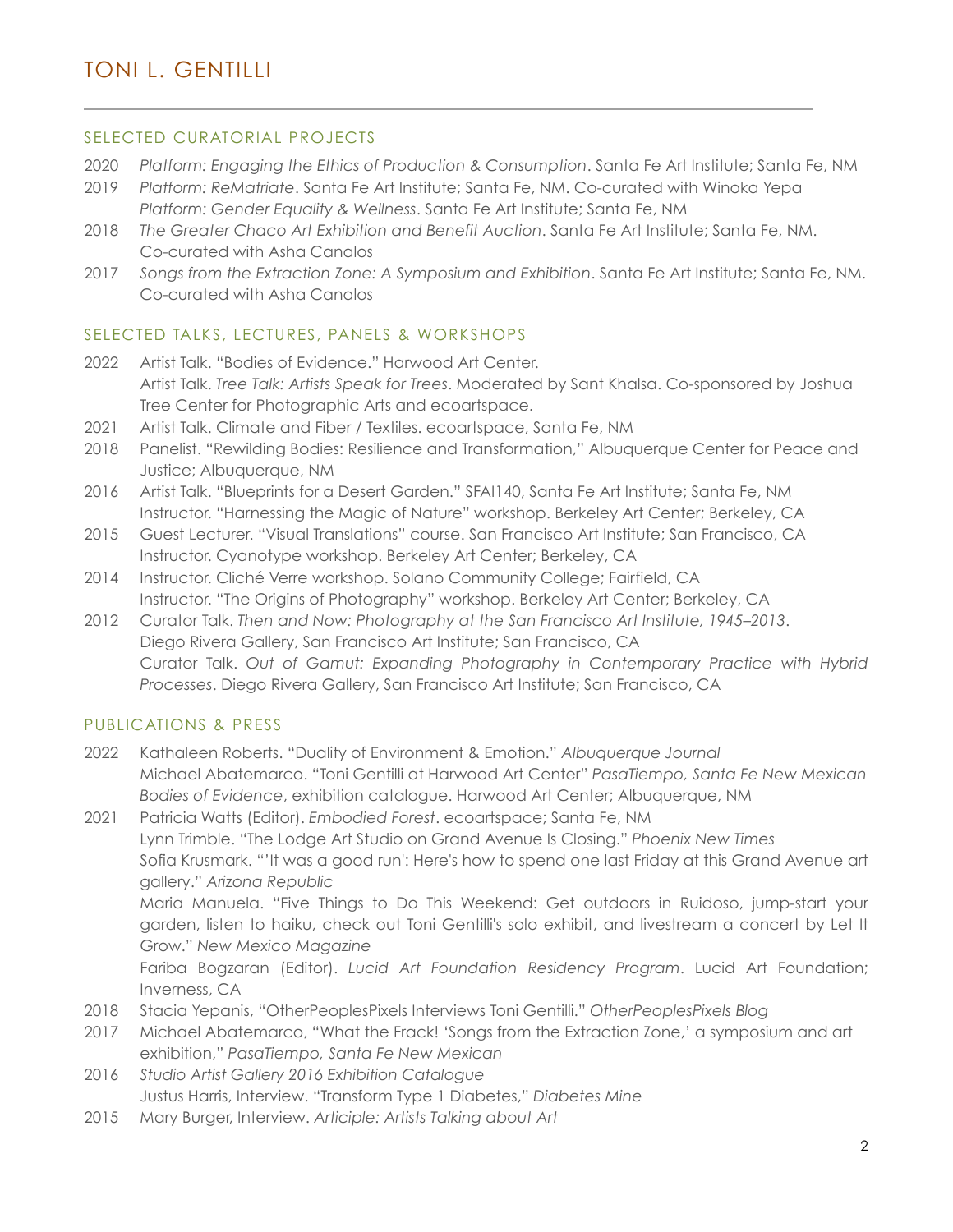# TONI L. GENTILLI

## SELECTED CURATORIAL PROJECTS

2020 *Platform: Engaging the Ethics of Production & Consumption*. Santa Fe Art Institute; Santa Fe, NM

2019 *Platform: ReMatriate*. Santa Fe Art Institute; Santa Fe, NM. Co-curated with Winoka Yepa
*Platform: Gender Equality & Wellness*. Santa Fe Art Institute; Santa Fe, NM

2018 *The Greater Chaco Art Exhibition and Benefit Auction*. Santa Fe Art Institute; Santa Fe, NM. Co-curated with Asha Canalos

2017 *Songs from the Extraction Zone: A Symposium and Exhibition*. Santa Fe Art Institute; Santa Fe, NM. Co-curated with Asha Canalos

## SELECTED TALKS, LECTURES, PANELS & WORKSHOPS

2022 Artist Talk. "Bodies of Evidence." Harwood Art Center.
Artist Talk. *Tree Talk: Artists Speak for Trees*. Moderated by Sant Khalsa. Co-sponsored by Joshua Tree Center for Photographic Arts and ecoartspace.

2021 Artist Talk. Climate and Fiber / Textiles. ecoartspace, Santa Fe, NM

2018 Panelist. "Rewilding Bodies: Resilience and Transformation," Albuquerque Center for Peace and Justice; Albuquerque, NM

2016 Artist Talk. "Blueprints for a Desert Garden." SFAI140, Santa Fe Art Institute; Santa Fe, NM
Instructor. "Harnessing the Magic of Nature" workshop. Berkeley Art Center; Berkeley, CA

2015 Guest Lecturer. "Visual Translations" course. San Francisco Art Institute; San Francisco, CA
Instructor. Cyanotype workshop. Berkeley Art Center; Berkeley, CA

2014 Instructor. Cliché Verre workshop. Solano Community College; Fairfield, CA
Instructor. "The Origins of Photography" workshop. Berkeley Art Center; Berkeley, CA

2012 Curator Talk. *Then and Now: Photography at the San Francisco Art Institute, 1945–2013*. Diego Rivera Gallery, San Francisco Art Institute; San Francisco, CA
Curator Talk. *Out of Gamut: Expanding Photography in Contemporary Practice with Hybrid Processes*. Diego Rivera Gallery, San Francisco Art Institute; San Francisco, CA

## PUBLICATIONS & PRESS

2022 Kathaleen Roberts. "Duality of Environment & Emotion." *Albuquerque Journal*
Michael Abatemarco. "Toni Gentilli at Harwood Art Center" *PasaTiempo, Santa Fe New Mexican*
*Bodies of Evidence*, exhibition catalogue. Harwood Art Center; Albuquerque, NM

2021 Patricia Watts (Editor). *Embodied Forest*. ecoartspace; Santa Fe, NM
Lynn Trimble. "The Lodge Art Studio on Grand Avenue Is Closing." *Phoenix New Times*
Sofia Krusmark. "'It was a good run': Here's how to spend one last Friday at this Grand Avenue art gallery." *Arizona Republic*
Maria Manuela. "Five Things to Do This Weekend: Get outdoors in Ruidoso, jump-start your garden, listen to haiku, check out Toni Gentilli's solo exhibit, and livestream a concert by Let It Grow." *New Mexico Magazine*
Fariba Bogzaran (Editor). *Lucid Art Foundation Residency Program*. Lucid Art Foundation; Inverness, CA

2018 Stacia Yepanis, "OtherPeoplesPixels Interviews Toni Gentilli." *OtherPeoplesPixels Blog*

2017 Michael Abatemarco, "What the Frack! 'Songs from the Extraction Zone,' a symposium and art exhibition," *PasaTiempo, Santa Fe New Mexican*

2016 *Studio Artist Gallery 2016 Exhibition Catalogue*
Justus Harris, Interview. "Transform Type 1 Diabetes," *Diabetes Mine*

2015 Mary Burger, Interview. *Articiple: Artists Talking about Art*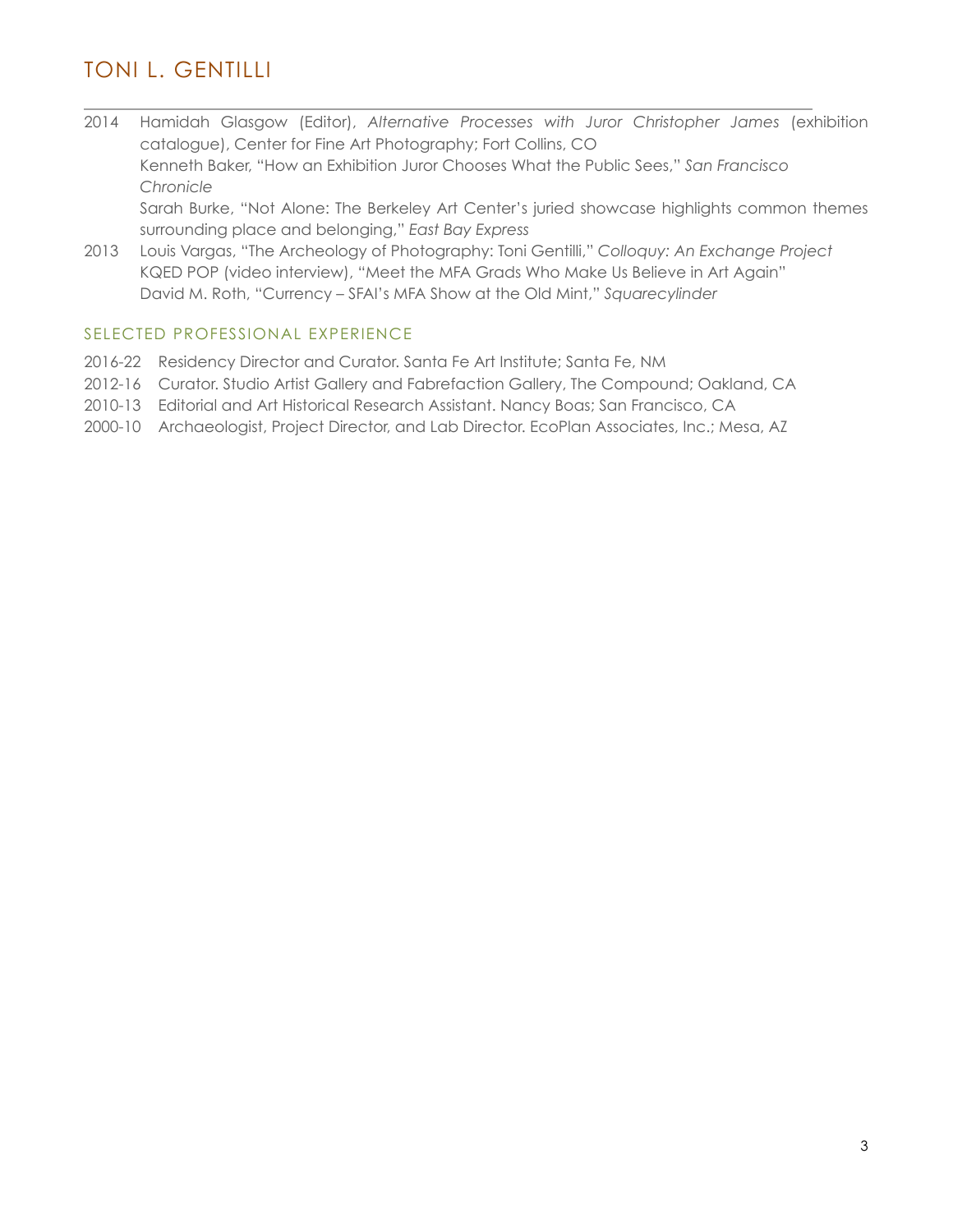2014 Hamidah Glasgow (Editor), *Alternative Processes with Juror Christopher James* (exhibition catalogue), Center for Fine Art Photography; Fort Collins, CO
Kenneth Baker, "How an Exhibition Juror Chooses What the Public Sees," *San Francisco Chronicle*
Sarah Burke, "Not Alone: The Berkeley Art Center's juried showcase highlights common themes surrounding place and belonging," *East Bay Express*

2013 Louis Vargas, "The Archeology of Photography: Toni Gentilli," *Colloquy: An Exchange Project*
KQED POP (video interview), "Meet the MFA Grads Who Make Us Believe in Art Again"
David M. Roth, "Currency – SFAI's MFA Show at the Old Mint," *Squarecylinder*

## SELECTED PROFESSIONAL EXPERIENCE

2016-22 Residency Director and Curator. Santa Fe Art Institute; Santa Fe, NM
2012-16 Curator. Studio Artist Gallery and Fabrefaction Gallery, The Compound; Oakland, CA
2010-13 Editorial and Art Historical Research Assistant. Nancy Boas; San Francisco, CA
2000-10 Archaeologist, Project Director, and Lab Director. EcoPlan Associates, Inc.; Mesa, AZ